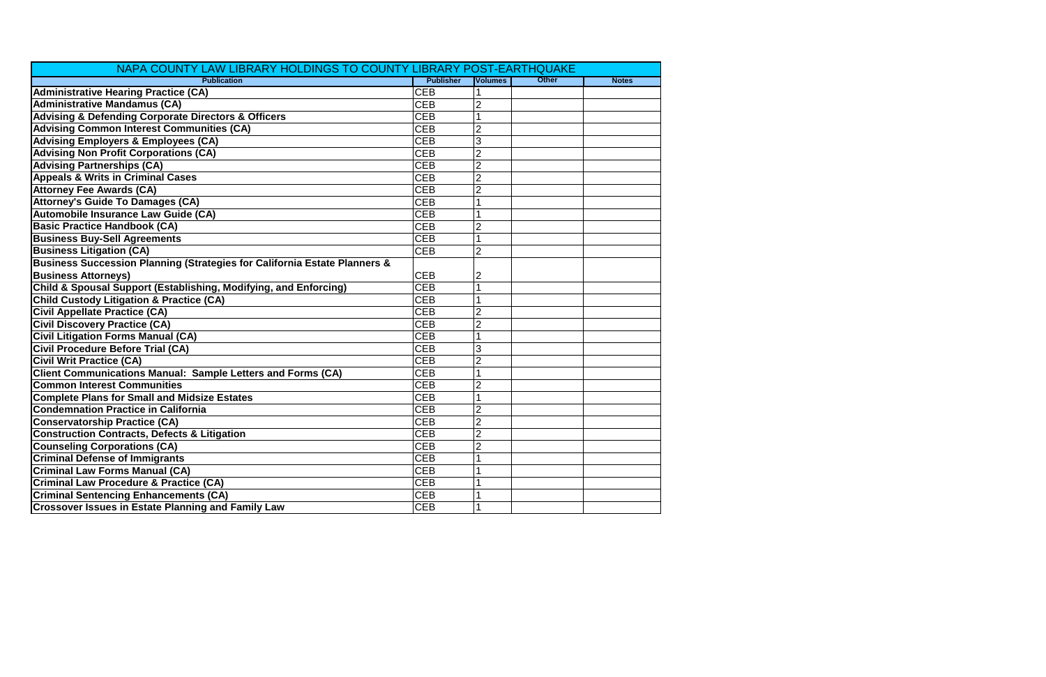| NAPA COUNTY LAW LIBRARY HOLDINGS TO COUNTY LIBRARY POST-EARTHQUAKE | | | | |
|---|---|---|---|---|
| **Publication** | **Publisher** | **Volumes** | **Other** | **Notes** |
| **Administrative Hearing Practice (CA)** | CEB | 1 | | |
| **Administrative Mandamus (CA)** | CEB | 2 | | |
| **Advising & Defending Corporate Directors & Officers** | CEB | 1 | | |
| **Advising Common Interest Communities (CA)** | CEB | 2 | | |
| **Advising Employers & Employees (CA)** | CEB | 3 | | |
| **Advising Non Profit Corporations (CA)** | CEB | 2 | | |
| **Advising Partnerships (CA)** | CEB | 2 | | |
| **Appeals & Writs in Criminal Cases** | CEB | 2 | | |
| **Attorney Fee Awards (CA)** | CEB | 2 | | |
| **Attorney's Guide To Damages (CA)** | CEB | 1 | | |
| **Automobile Insurance Law Guide (CA)** | CEB | 1 | | |
| **Basic Practice Handbook (CA)** | CEB | 2 | | |
| **Business Buy-Sell Agreements** | CEB | 1 | | |
| **Business Litigation (CA)** | CEB | 2 | | |
| **Business Succession Planning (Strategies for California Estate Planners & Business Attorneys)** | CEB | 2 | | |
| **Child & Spousal Support (Establishing, Modifying, and Enforcing)** | CEB | 1 | | |
| **Child Custody Litigation & Practice (CA)** | CEB | 1 | | |
| **Civil Appellate Practice (CA)** | CEB | 2 | | |
| **Civil Discovery Practice (CA)** | CEB | 2 | | |
| **Civil Litigation Forms Manual (CA)** | CEB | 1 | | |
| **Civil Procedure Before Trial (CA)** | CEB | 3 | | |
| **Civil Writ Practice (CA)** | CEB | 2 | | |
| **Client Communications Manual: Sample Letters and Forms (CA)** | CEB | 1 | | |
| **Common Interest Communities** | CEB | 2 | | |
| **Complete Plans for Small and Midsize Estates** | CEB | 1 | | |
| **Condemnation Practice in California** | CEB | 2 | | |
| **Conservatorship Practice (CA)** | CEB | 2 | | |
| **Construction Contracts, Defects & Litigation** | CEB | 2 | | |
| **Counseling Corporations (CA)** | CEB | 2 | | |
| **Criminal Defense of Immigrants** | CEB | 1 | | |
| **Criminal Law Forms Manual (CA)** | CEB | 1 | | |
| **Criminal Law Procedure & Practice (CA)** | CEB | 1 | | |
| **Criminal Sentencing Enhancements (CA)** | CEB | 1 | | |
| **Crossover Issues in Estate Planning and Family Law** | CEB | 1 | | |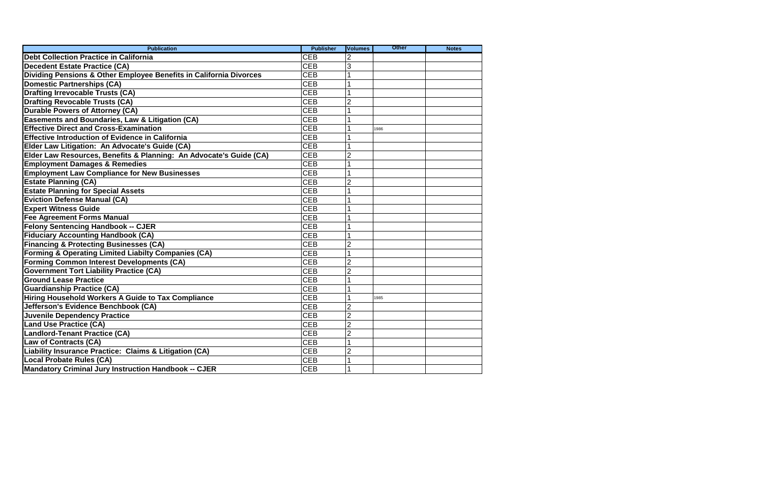| Publication | Publisher | Volumes | Other | Notes |
|---|---|---|---|---|
| **Debt Collection Practice in California** | CEB | 2 | | |
| **Decedent Estate Practice (CA)** | CEB | 3 | | |
| **Dividing Pensions & Other Employee Benefits in California Divorces** | CEB | 1 | | |
| **Domestic Partnerships (CA)** | CEB | 1 | | |
| **Drafting Irrevocable Trusts (CA)** | CEB | 1 | | |
| **Drafting Revocable Trusts (CA)** | CEB | 2 | | |
| **Durable Powers of Attorney (CA)** | CEB | 1 | | |
| **Easements and Boundaries, Law & Litigation (CA)** | CEB | 1 | | |
| **Effective Direct and Cross-Examination** | CEB | 1 | 1986 | |
| **Effective Introduction of Evidence in California** | CEB | 1 | | |
| **Elder Law Litigation: An Advocate's Guide (CA)** | CEB | 1 | | |
| **Elder Law Resources, Benefits & Planning: An Advocate's Guide (CA)** | CEB | 2 | | |
| **Employment Damages & Remedies** | CEB | 1 | | |
| **Employment Law Compliance for New Businesses** | CEB | 1 | | |
| **Estate Planning (CA)** | CEB | 2 | | |
| **Estate Planning for Special Assets** | CEB | 1 | | |
| **Eviction Defense Manual (CA)** | CEB | 1 | | |
| **Expert Witness Guide** | CEB | 1 | | |
| **Fee Agreement Forms Manual** | CEB | 1 | | |
| **Felony Sentencing Handbook -- CJER** | CEB | 1 | | |
| **Fiduciary Accounting Handbook (CA)** | CEB | 1 | | |
| **Financing & Protecting Businesses (CA)** | CEB | 2 | | |
| **Forming & Operating Limited Liabilty Companies (CA)** | CEB | 1 | | |
| **Forming Common Interest Developments (CA)** | CEB | 2 | | |
| **Government Tort Liability Practice (CA)** | CEB | 2 | | |
| **Ground Lease Practice** | CEB | 1 | | |
| **Guardianship Practice (CA)** | CEB | 1 | | |
| **Hiring Household Workers A Guide to Tax Compliance** | CEB | 1 | 1985 | |
| **Jefferson's Evidence Benchbook (CA)** | CEB | 2 | | |
| **Juvenile Dependency Practice** | CEB | 2 | | |
| **Land Use Practice (CA)** | CEB | 2 | | |
| **Landlord-Tenant Practice (CA)** | CEB | 2 | | |
| **Law of Contracts (CA)** | CEB | 1 | | |
| **Liability Insurance Practice: Claims & Litigation (CA)** | CEB | 2 | | |
| **Local Probate Rules (CA)** | CEB | 1 | | |
| **Mandatory Criminal Jury Instruction Handbook -- CJER** | CEB | 1 | | |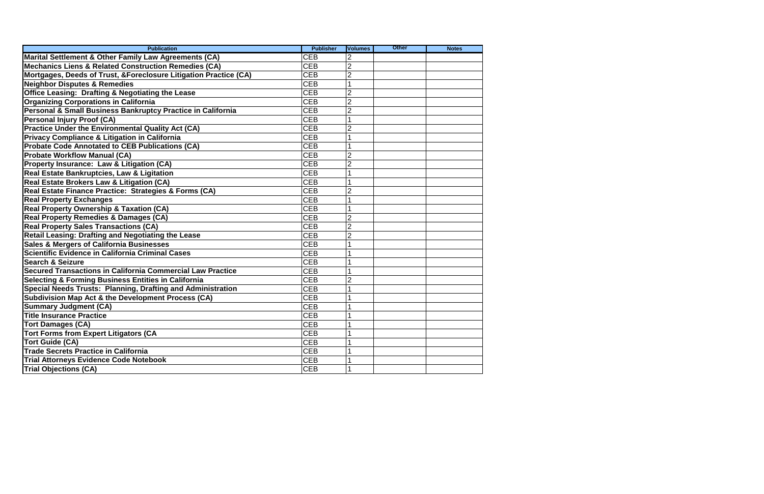| Publication | Publisher | Volumes | Other | Notes |
|---|---|---|---|---|
| **Marital Settlement & Other Family Law Agreements (CA)** | CEB | 2 | | |
| **Mechanics Liens & Related Construction Remedies (CA)** | CEB | 2 | | |
| **Mortgages, Deeds of Trust, &Foreclosure Litigation Practice (CA)** | CEB | 2 | | |
| **Neighbor Disputes & Remedies** | CEB | 1 | | |
| **Office Leasing:  Drafting & Negotiating the Lease** | CEB | 2 | | |
| **Organizing Corporations in California** | CEB | 2 | | |
| **Personal & Small Business Bankruptcy Practice in California** | CEB | 2 | | |
| **Personal Injury Proof (CA)** | CEB | 1 | | |
| **Practice Under the Environmental Quality Act (CA)** | CEB | 2 | | |
| **Privacy Compliance & Litigation in California** | CEB | 1 | | |
| **Probate Code Annotated to CEB Publications (CA)** | CEB | 1 | | |
| **Probate Workflow Manual (CA)** | CEB | 2 | | |
| **Property Insurance:  Law & Litigation (CA)** | CEB | 2 | | |
| **Real Estate Bankruptcies, Law & Ligitation** | CEB | 1 | | |
| **Real Estate Brokers Law & Litigation (CA)** | CEB | 1 | | |
| **Real Estate Finance Practice:  Strategies & Forms (CA)** | CEB | 2 | | |
| **Real Property Exchanges** | CEB | 1 | | |
| **Real Property Ownership & Taxation (CA)** | CEB | 1 | | |
| **Real Property Remedies & Damages (CA)** | CEB | 2 | | |
| **Real Property Sales Transactions (CA)** | CEB | 2 | | |
| **Retail Leasing: Drafting and Negotiating the Lease** | CEB | 2 | | |
| **Sales & Mergers of California Businesses** | CEB | 1 | | |
| **Scientific Evidence in California Criminal Cases** | CEB | 1 | | |
| **Search & Seizure** | CEB | 1 | | |
| **Secured Transactions in California Commercial Law Practice** | CEB | 1 | | |
| **Selecting & Forming Business Entities in California** | CEB | 2 | | |
| **Special Needs Trusts:  Planning, Drafting and Administration** | CEB | 1 | | |
| **Subdivision Map Act & the Development Process (CA)** | CEB | 1 | | |
| **Summary Judgment (CA)** | CEB | 1 | | |
| **Title Insurance Practice** | CEB | 1 | | |
| **Tort Damages (CA)** | CEB | 1 | | |
| **Tort Forms from Expert Litigators (CA** | CEB | 1 | | |
| **Tort Guide (CA)** | CEB | 1 | | |
| **Trade Secrets Practice in California** | CEB | 1 | | |
| **Trial Attorneys Evidence Code Notebook** | CEB | 1 | | |
| **Trial Objections (CA)** | CEB | 1 | | |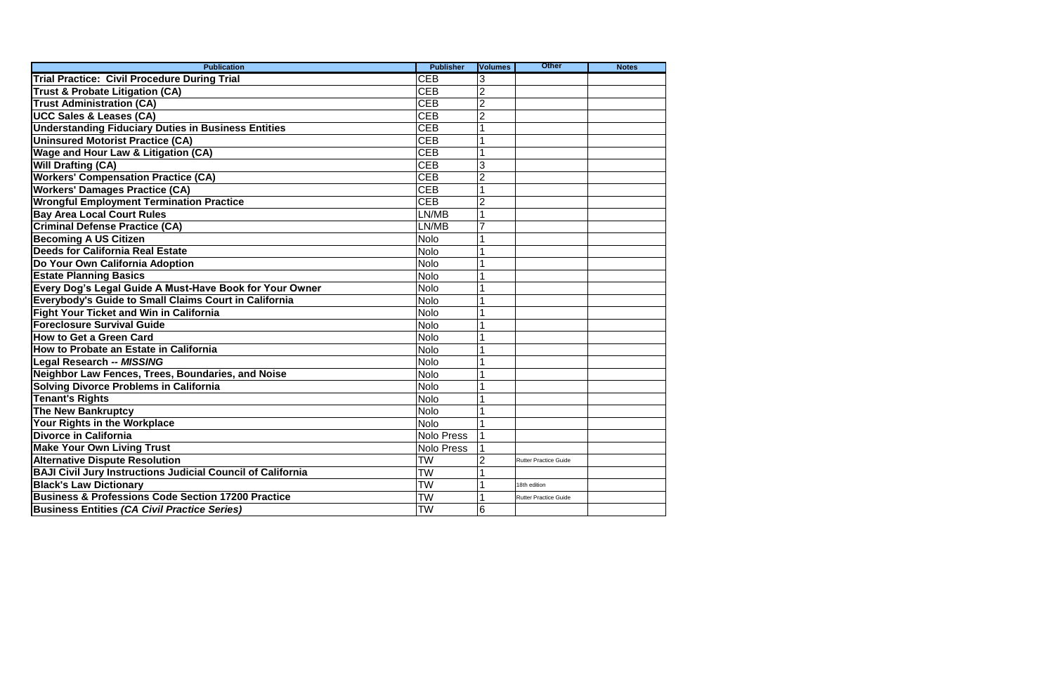| Publication | Publisher | Volumes | Other | Notes |
| --- | --- | --- | --- | --- |
| **Trial Practice:  Civil Procedure During Trial** | CEB | 3 | | |
| **Trust & Probate Litigation (CA)** | CEB | 2 | | |
| **Trust Administration (CA)** | CEB | 2 | | |
| **UCC Sales & Leases (CA)** | CEB | 2 | | |
| **Understanding Fiduciary Duties in Business Entities** | CEB | 1 | | |
| **Uninsured Motorist Practice (CA)** | CEB | 1 | | |
| **Wage and Hour Law & Litigation (CA)** | CEB | 1 | | |
| **Will Drafting (CA)** | CEB | 3 | | |
| **Workers' Compensation Practice (CA)** | CEB | 2 | | |
| **Workers' Damages Practice (CA)** | CEB | 1 | | |
| **Wrongful Employment Termination Practice** | CEB | 2 | | |
| **Bay Area Local Court Rules** | LN/MB | 1 | | |
| **Criminal Defense Practice (CA)** | LN/MB | 7 | | |
| **Becoming A US Citizen** | Nolo | 1 | | |
| **Deeds for California Real Estate** | Nolo | 1 | | |
| **Do Your Own California Adoption** | Nolo | 1 | | |
| **Estate Planning Basics** | Nolo | 1 | | |
| **Every Dog's Legal Guide A Must-Have Book for Your Owner** | Nolo | 1 | | |
| **Everybody's Guide to Small Claims Court in California** | Nolo | 1 | | |
| **Fight Your Ticket and Win in California** | Nolo | 1 | | |
| **Foreclosure Survival Guide** | Nolo | 1 | | |
| **How to Get a Green Card** | Nolo | 1 | | |
| **How to Probate an Estate in California** | Nolo | 1 | | |
| **Legal Research -- *MISSING*** | Nolo | 1 | | |
| **Neighbor Law Fences, Trees, Boundaries, and Noise** | Nolo | 1 | | |
| **Solving Divorce Problems in California** | Nolo | 1 | | |
| **Tenant's Rights** | Nolo | 1 | | |
| **The New Bankruptcy** | Nolo | 1 | | |
| **Your Rights in the Workplace** | Nolo | 1 | | |
| **Divorce in California** | Nolo Press | 1 | | |
| **Make Your Own Living Trust** | Nolo Press | 1 | | |
| **Alternative Dispute Resolution** | TW | 2 | Rutter Practice Guide | |
| **BAJI Civil Jury Instructions Judicial Council of California** | TW | 1 | | |
| **Black's Law Dictionary** | TW | 1 | 18th edition | |
| **Business & Professions Code Section 17200 Practice** | TW | 1 | Rutter Practice Guide | |
| **Business Entities *(CA Civil Practice Series)*** | TW | 6 | | |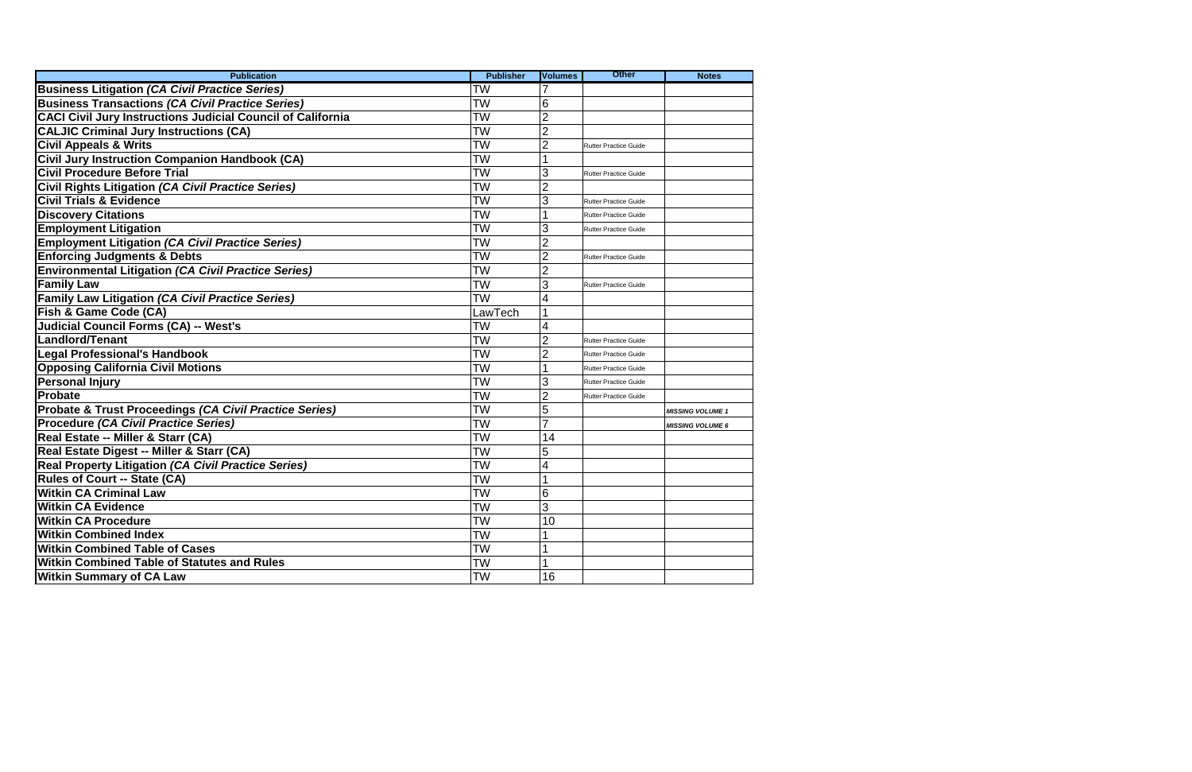| Publication | Publisher | Volumes | Other | Notes |
|---|---|---|---|---|
| **Business Litigation *(CA Civil Practice Series)*** | TW | 7 | | |
| **Business Transactions *(CA Civil Practice Series)*** | TW | 6 | | |
| **CACI Civil Jury Instructions Judicial Council of California** | TW | 2 | | |
| **CALJIC Criminal Jury Instructions (CA)** | TW | 2 | | |
| **Civil Appeals & Writs** | TW | 2 | Rutter Practice Guide | |
| **Civil Jury Instruction Companion Handbook (CA)** | TW | 1 | | |
| **Civil Procedure Before Trial** | TW | 3 | Rutter Practice Guide | |
| **Civil Rights Litigation *(CA Civil Practice Series)*** | TW | 2 | | |
| **Civil Trials & Evidence** | TW | 3 | Rutter Practice Guide | |
| **Discovery Citations** | TW | 1 | Rutter Practice Guide | |
| **Employment Litigation** | TW | 3 | Rutter Practice Guide | |
| **Employment Litigation *(CA Civil Practice Series)*** | TW | 2 | | |
| **Enforcing Judgments & Debts** | TW | 2 | Rutter Practice Guide | |
| **Environmental Litigation *(CA Civil Practice Series)*** | TW | 2 | | |
| **Family Law** | TW | 3 | Rutter Practice Guide | |
| **Family Law Litigation *(CA Civil Practice Series)*** | TW | 4 | | |
| **Fish & Game Code (CA)** | LawTech | 1 | | |
| **Judicial Council Forms (CA) -- West's** | TW | 4 | | |
| **Landlord/Tenant** | TW | 2 | Rutter Practice Guide | |
| **Legal Professional's Handbook** | TW | 2 | Rutter Practice Guide | |
| **Opposing California Civil Motions** | TW | 1 | Rutter Practice Guide | |
| **Personal Injury** | TW | 3 | Rutter Practice Guide | |
| **Probate** | TW | 2 | Rutter Practice Guide | |
| **Probate & Trust Proceedings *(CA Civil Practice Series)*** | TW | 5 | | ***MISSING VOLUME 1*** |
| **Procedure *(CA Civil Practice Series)*** | TW | 7 | | ***MISSING VOLUME 6*** |
| **Real Estate -- Miller & Starr (CA)** | TW | 14 | | |
| **Real Estate Digest -- Miller & Starr (CA)** | TW | 5 | | |
| **Real Property Litigation *(CA Civil Practice Series)*** | TW | 4 | | |
| **Rules of Court -- State (CA)** | TW | 1 | | |
| **Witkin CA Criminal Law** | TW | 6 | | |
| **Witkin CA Evidence** | TW | 3 | | |
| **Witkin CA Procedure** | TW | 10 | | |
| **Witkin Combined Index** | TW | 1 | | |
| **Witkin Combined Table of Cases** | TW | 1 | | |
| **Witkin Combined Table of Statutes and Rules** | TW | 1 | | |
| **Witkin Summary of CA Law** | TW | 16 | | |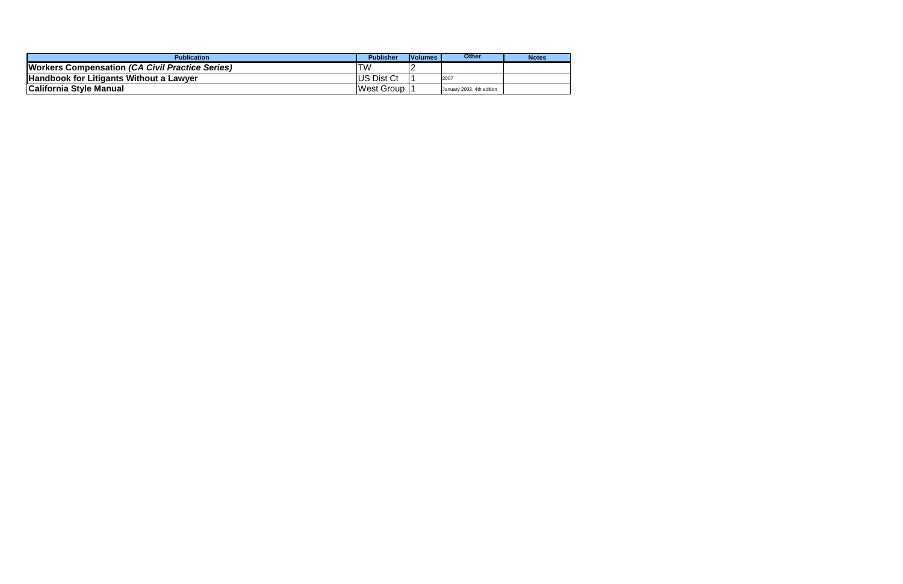| Publication | Publisher | Volumes | Other | Notes |
|---|---|---|---|---|
| **Workers Compensation *(CA Civil Practice Series)*** | TW | 2 | | |
| **Handbook for Litigants Without a Lawyer** | US Dist Ct | 1 | 2007 | |
| **California Style Manual** | West Group | 1 | January 2002, 4th edition | |